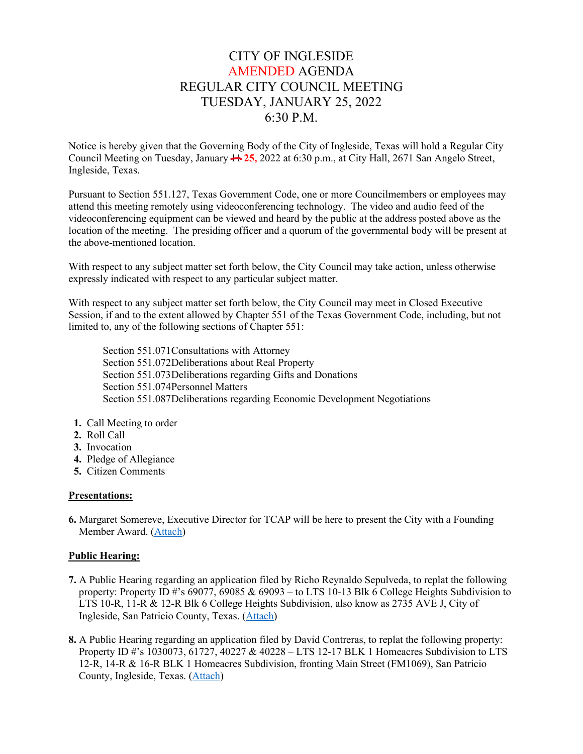# CITY OF INGLESIDE
# AMENDED AGENDA
# REGULAR CITY COUNCIL MEETING
# TUESDAY, JANUARY 25, 2022
# 6:30 P.M.

Notice is hereby given that the Governing Body of the City of Ingleside, Texas will hold a Regular City Council Meeting on Tuesday, January ~~11~~ **25,** 2022 at 6:30 p.m., at City Hall, 2671 San Angelo Street, Ingleside, Texas.

Pursuant to Section 551.127, Texas Government Code, one or more Councilmembers or employees may attend this meeting remotely using videoconferencing technology. The video and audio feed of the videoconferencing equipment can be viewed and heard by the public at the address posted above as the location of the meeting. The presiding officer and a quorum of the governmental body will be present at the above-mentioned location.

With respect to any subject matter set forth below, the City Council may take action, unless otherwise expressly indicated with respect to any particular subject matter.

With respect to any subject matter set forth below, the City Council may meet in Closed Executive Session, if and to the extent allowed by Chapter 551 of the Texas Government Code, including, but not limited to, any of the following sections of Chapter 551:

Section 551.071 Consultations with Attorney
Section 551.072 Deliberations about Real Property
Section 551.073 Deliberations regarding Gifts and Donations
Section 551.074 Personnel Matters
Section 551.087 Deliberations regarding Economic Development Negotiations

1. Call Meeting to order
2. Roll Call
3. Invocation
4. Pledge of Allegiance
5. Citizen Comments

**Presentations:**

6. Margaret Somereve, Executive Director for TCAP will be here to present the City with a Founding Member Award. (Attach)

**Public Hearing:**

7. A Public Hearing regarding an application filed by Richo Reynaldo Sepulveda, to replat the following property: Property ID #'s 69077, 69085 & 69093 – to LTS 10-13 Blk 6 College Heights Subdivision to LTS 10-R, 11-R & 12-R Blk 6 College Heights Subdivision, also know as 2735 AVE J, City of Ingleside, San Patricio County, Texas. (Attach)

8. A Public Hearing regarding an application filed by David Contreras, to replat the following property: Property ID #'s 1030073, 61727, 40227 & 40228 – LTS 12-17 BLK 1 Homeacres Subdivision to LTS 12-R, 14-R & 16-R BLK 1 Homeacres Subdivision, fronting Main Street (FM1069), San Patricio County, Ingleside, Texas. (Attach)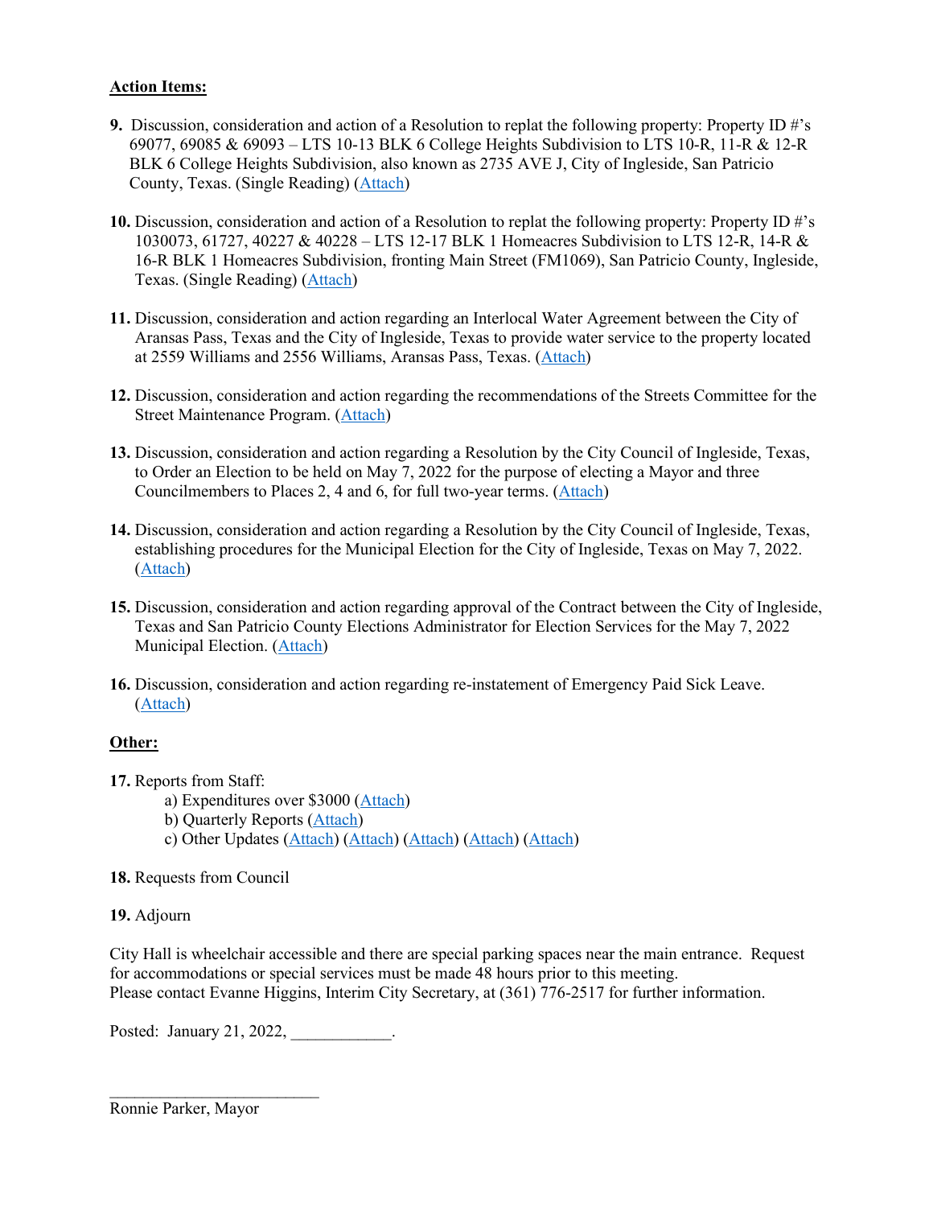**Action Items:**

9. Discussion, consideration and action of a Resolution to replat the following property: Property ID #'s 69077, 69085 & 69093 – LTS 10-13 BLK 6 College Heights Subdivision to LTS 10-R, 11-R & 12-R BLK 6 College Heights Subdivision, also known as 2735 AVE J, City of Ingleside, San Patricio County, Texas. (Single Reading) (Attach)

10. Discussion, consideration and action of a Resolution to replat the following property: Property ID #'s 1030073, 61727, 40227 & 40228 – LTS 12-17 BLK 1 Homeacres Subdivision to LTS 12-R, 14-R & 16-R BLK 1 Homeacres Subdivision, fronting Main Street (FM1069), San Patricio County, Ingleside, Texas. (Single Reading) (Attach)

11. Discussion, consideration and action regarding an Interlocal Water Agreement between the City of Aransas Pass, Texas and the City of Ingleside, Texas to provide water service to the property located at 2559 Williams and 2556 Williams, Aransas Pass, Texas. (Attach)

12. Discussion, consideration and action regarding the recommendations of the Streets Committee for the Street Maintenance Program. (Attach)

13. Discussion, consideration and action regarding a Resolution by the City Council of Ingleside, Texas, to Order an Election to be held on May 7, 2022 for the purpose of electing a Mayor and three Councilmembers to Places 2, 4 and 6, for full two-year terms. (Attach)

14. Discussion, consideration and action regarding a Resolution by the City Council of Ingleside, Texas, establishing procedures for the Municipal Election for the City of Ingleside, Texas on May 7, 2022. (Attach)

15. Discussion, consideration and action regarding approval of the Contract between the City of Ingleside, Texas and San Patricio County Elections Administrator for Election Services for the May 7, 2022 Municipal Election. (Attach)

16. Discussion, consideration and action regarding re-instatement of Emergency Paid Sick Leave. (Attach)

**Other:**

17. Reports from Staff:
    a) Expenditures over $3000 (Attach)
    b) Quarterly Reports (Attach)
    c) Other Updates (Attach) (Attach) (Attach) (Attach) (Attach)

18. Requests from Council

19. Adjourn

City Hall is wheelchair accessible and there are special parking spaces near the main entrance. Request for accommodations or special services must be made 48 hours prior to this meeting.
Please contact Evanne Higgins, Interim City Secretary, at (361) 776-2517 for further information.

Posted: January 21, 2022, ____________.

_________________________
Ronnie Parker, Mayor